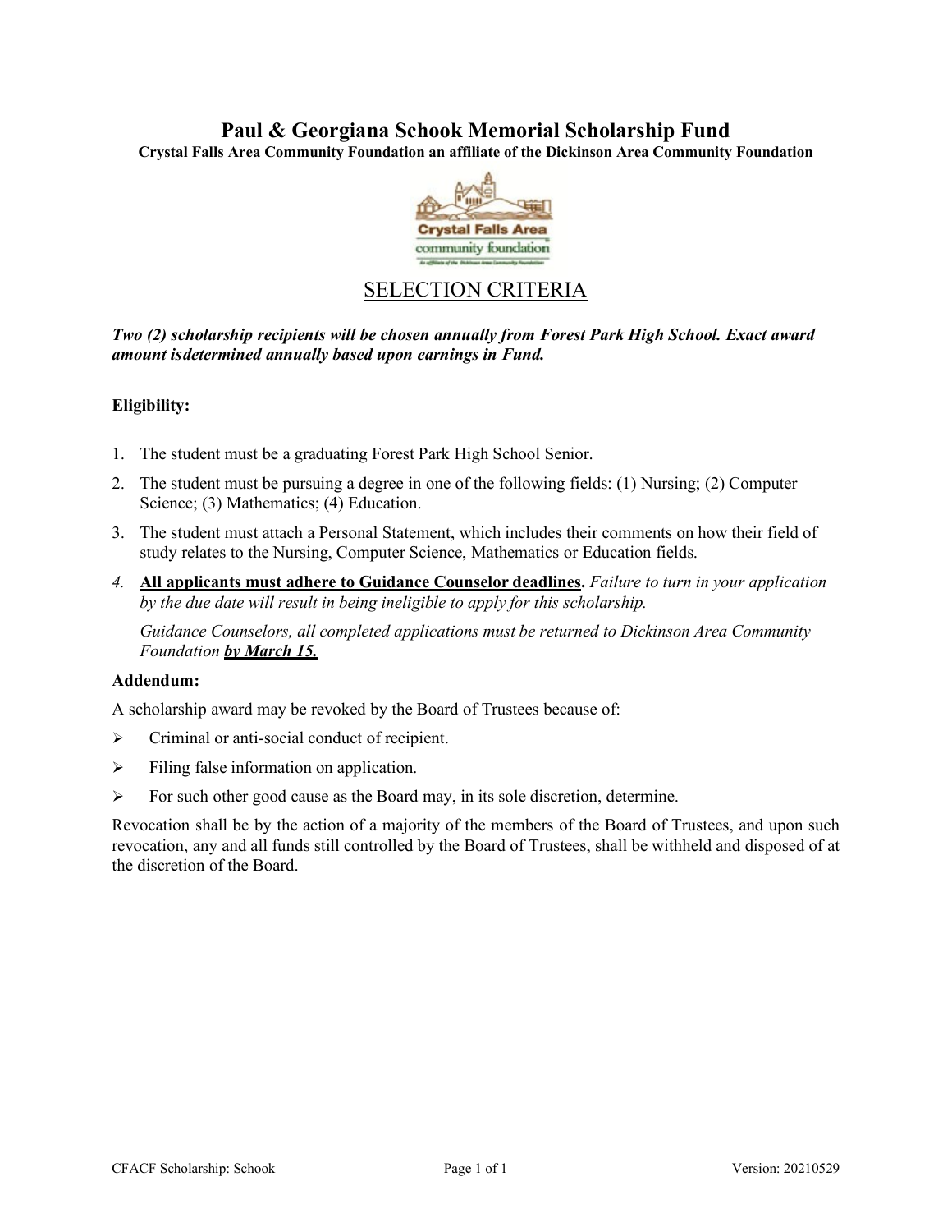# Paul & Georgiana Schook Memorial Scholarship Fund

**Crystal Falls Area Community Foundation an affiliate of the Dickinson Area Community Foundation**

## SELECTION CRITERIA

***Two (2) scholarship recipients will be chosen annually from Forest Park High School. Exact award amount isdetermined annually based upon earnings in Fund.***

**Eligibility:**

1. The student must be a graduating Forest Park High School Senior.
2. The student must be pursuing a degree in one of the following fields: (1) Nursing; (2) Computer Science; (3) Mathematics; (4) Education.
3. The student must attach a Personal Statement, which includes their comments on how their field of study relates to the Nursing, Computer Science, Mathematics or Education fields.
4. **All applicants must adhere to Guidance Counselor deadlines.** *Failure to turn in your application by the due date will result in being ineligible to apply for this scholarship.*

   *Guidance Counselors, all completed applications must be returned to Dickinson Area Community Foundation* ***by March 15.***

**Addendum:**

A scholarship award may be revoked by the Board of Trustees because of:

- Criminal or anti-social conduct of recipient.
- Filing false information on application.
- For such other good cause as the Board may, in its sole discretion, determine.

Revocation shall be by the action of a majority of the members of the Board of Trustees, and upon such revocation, any and all funds still controlled by the Board of Trustees, shall be withheld and disposed of at the discretion of the Board.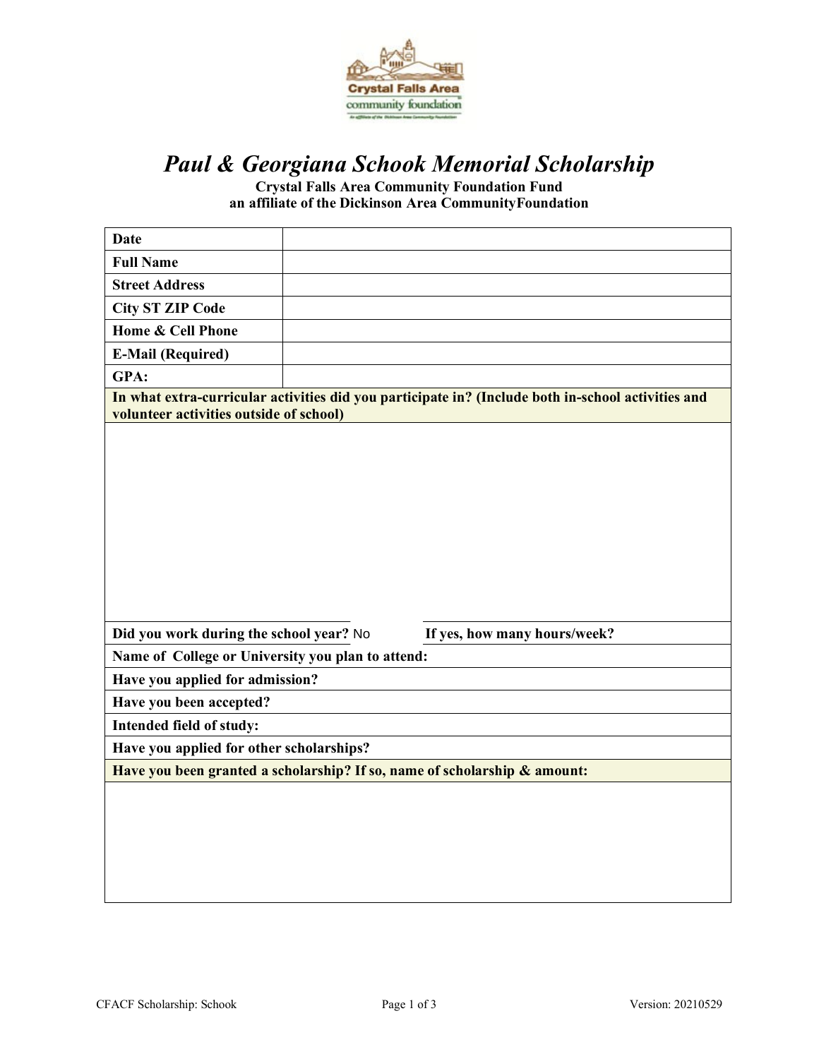# *Paul & Georgiana Schook Memorial Scholarship*

**Crystal Falls Area Community Foundation Fund**
**an affiliate of the Dickinson Area CommunityFoundation**

| | |
|---|---|
| **Date** | |
| **Full Name** | |
| **Street Address** | |
| **City ST ZIP Code** | |
| **Home & Cell Phone** | |
| **E-Mail (Required)** | |
| **GPA:** | |

**In what extra-curricular activities did you participate in? (Include both in-school activities and volunteer activities outside of school)**

**Did you work during the school year?** No **If yes, how many hours/week?**

**Name of College or University you plan to attend:**

**Have you applied for admission?**

**Have you been accepted?**

**Intended field of study:**

**Have you applied for other scholarships?**

**Have you been granted a scholarship? If so, name of scholarship & amount:**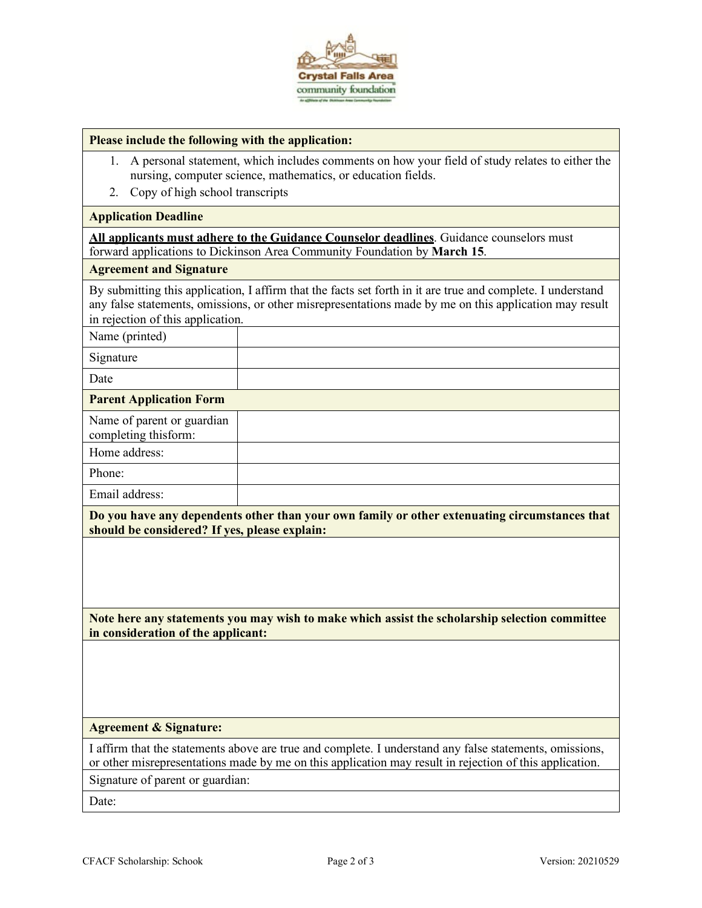**Crystal Falls Area community foundation**

| **Please include the following with the application:** | |
|---|---|
| 1. A personal statement, which includes comments on how your field of study relates to either the nursing, computer science, mathematics, or education fields.<br>2. Copy of high school transcripts | |
| **Application Deadline** | |
| **All applicants must adhere to the Guidance Counselor deadlines**. Guidance counselors must forward applications to Dickinson Area Community Foundation by **March 15**. | |
| **Agreement and Signature** | |
| By submitting this application, I affirm that the facts set forth in it are true and complete. I understand any false statements, omissions, or other misrepresentations made by me on this application may result in rejection of this application. | |
| Name (printed) | |
| Signature | |
| Date | |
| **Parent Application Form** | |
| Name of parent or guardian completing thisform: | |
| Home address: | |
| Phone: | |
| Email address: | |
| **Do you have any dependents other than your own family or other extenuating circumstances that should be considered? If yes, please explain:** | |
| | |
| **Note here any statements you may wish to make which assist the scholarship selection committee in consideration of the applicant:** | |
| | |
| **Agreement & Signature:** | |
| I affirm that the statements above are true and complete. I understand any false statements, omissions, or other misrepresentations made by me on this application may result in rejection of this application. | |
| Signature of parent or guardian: | |
| Date: | |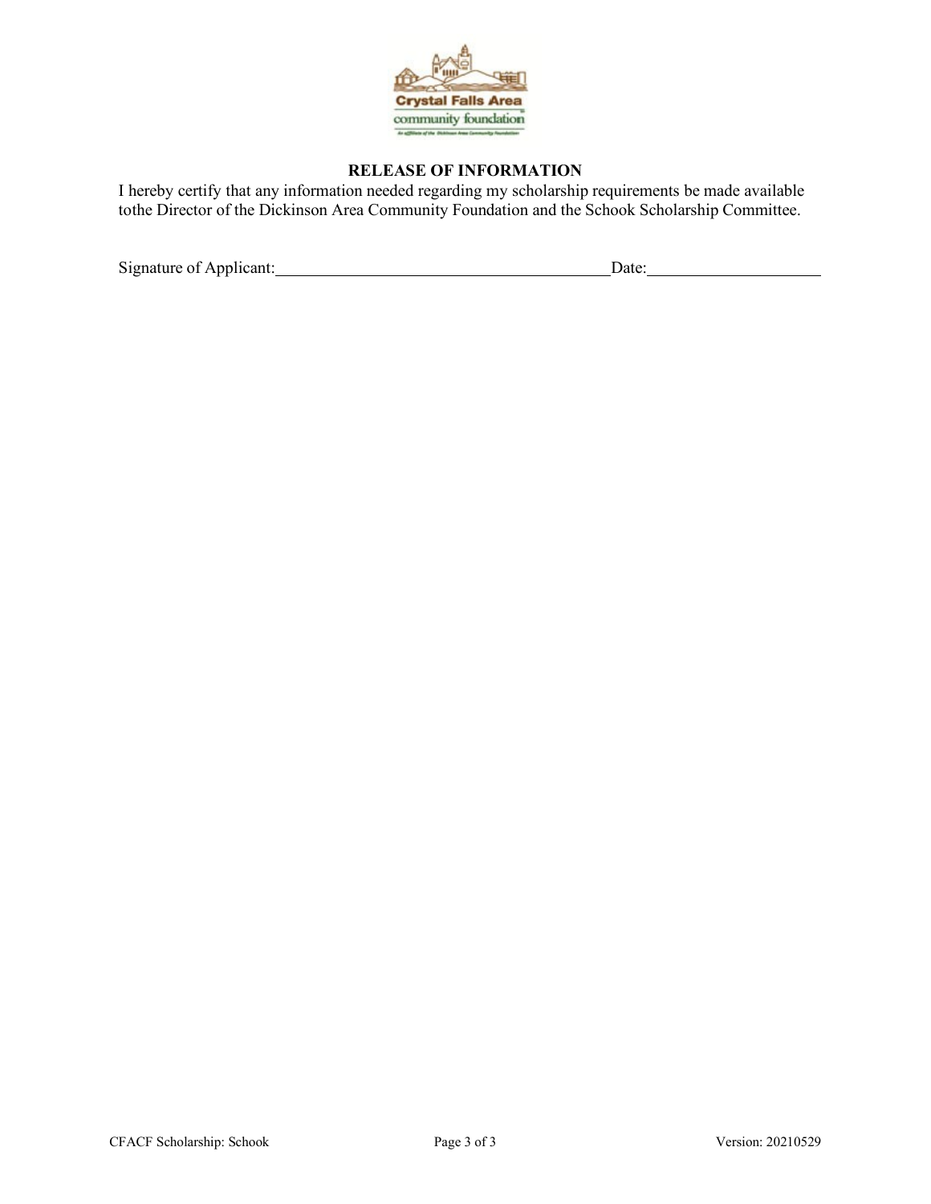## RELEASE OF INFORMATION

I hereby certify that any information needed regarding my scholarship requirements be made available tothe Director of the Dickinson Area Community Foundation and the Schook Scholarship Committee.

Signature of Applicant:________________________________________ Date:____________________